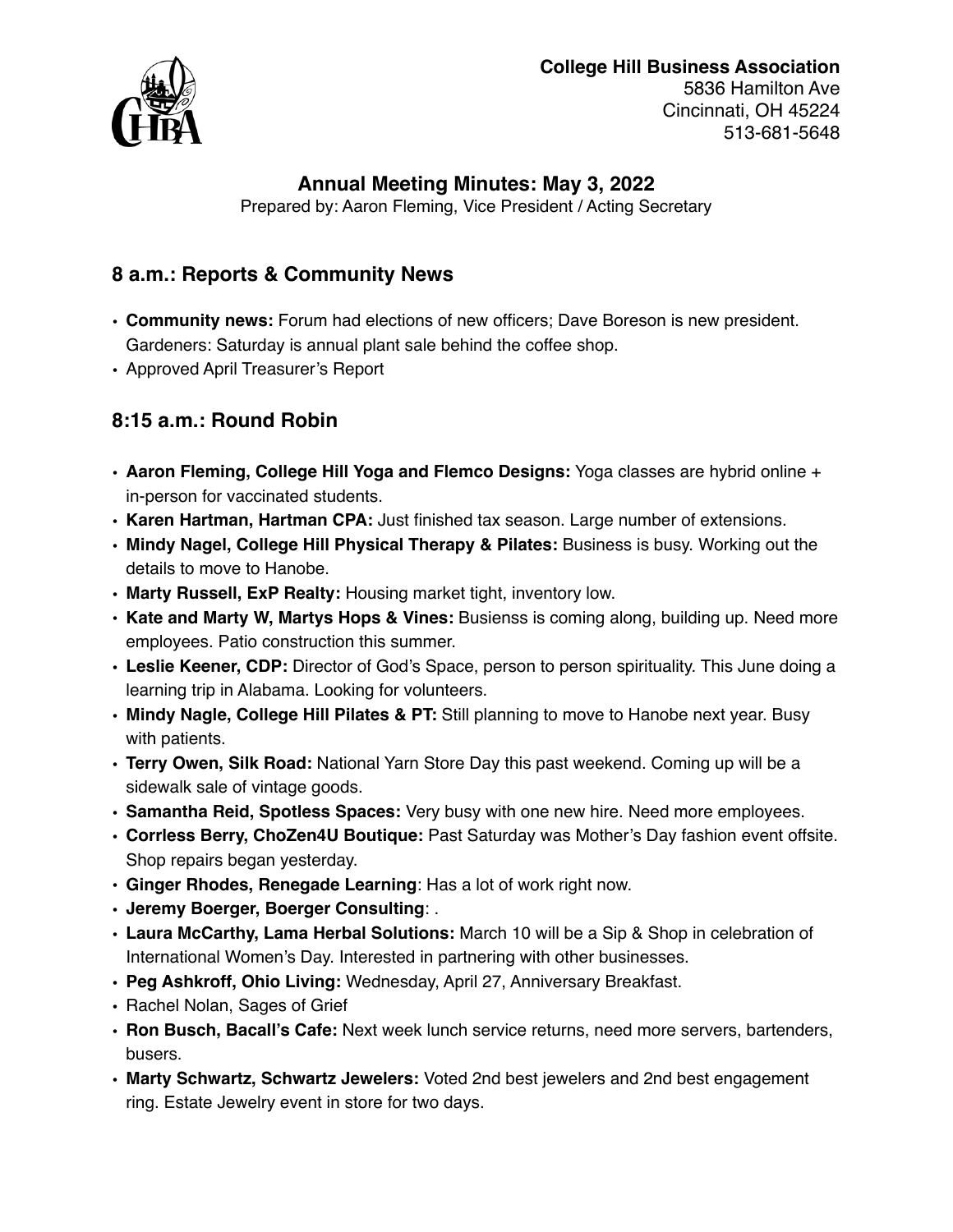**College Hill Business Association**
5836 Hamilton Ave
Cincinnati, OH 45224
513-681-5648

## Annual Meeting Minutes: May 3, 2022

Prepared by: Aaron Fleming, Vice President / Acting Secretary

## 8 a.m.: Reports & Community News

- **Community news:** Forum had elections of new officers; Dave Boreson is new president. Gardeners: Saturday is annual plant sale behind the coffee shop.
- Approved April Treasurer's Report

## 8:15 a.m.: Round Robin

- **Aaron Fleming, College Hill Yoga and Flemco Designs:** Yoga classes are hybrid online + in-person for vaccinated students.
- **Karen Hartman, Hartman CPA:** Just finished tax season. Large number of extensions.
- **Mindy Nagel, College Hill Physical Therapy & Pilates:** Business is busy. Working out the details to move to Hanobe.
- **Marty Russell, ExP Realty:** Housing market tight, inventory low.
- **Kate and Marty W, Martys Hops & Vines:** Busienss is coming along, building up. Need more employees. Patio construction this summer.
- **Leslie Keener, CDP:** Director of God's Space, person to person spirituality. This June doing a learning trip in Alabama. Looking for volunteers.
- **Mindy Nagle, College Hill Pilates & PT:** Still planning to move to Hanobe next year. Busy with patients.
- **Terry Owen, Silk Road:** National Yarn Store Day this past weekend. Coming up will be a sidewalk sale of vintage goods.
- **Samantha Reid, Spotless Spaces:** Very busy with one new hire. Need more employees.
- **Corrless Berry, ChoZen4U Boutique:** Past Saturday was Mother's Day fashion event offsite. Shop repairs began yesterday.
- **Ginger Rhodes, Renegade Learning**: Has a lot of work right now.
- **Jeremy Boerger, Boerger Consulting**: .
- **Laura McCarthy, Lama Herbal Solutions:** March 10 will be a Sip & Shop in celebration of International Women's Day. Interested in partnering with other businesses.
- **Peg Ashkroff, Ohio Living:** Wednesday, April 27, Anniversary Breakfast.
- Rachel Nolan, Sages of Grief
- **Ron Busch, Bacall's Cafe:** Next week lunch service returns, need more servers, bartenders, busers.
- **Marty Schwartz, Schwartz Jewelers:** Voted 2nd best jewelers and 2nd best engagement ring. Estate Jewelry event in store for two days.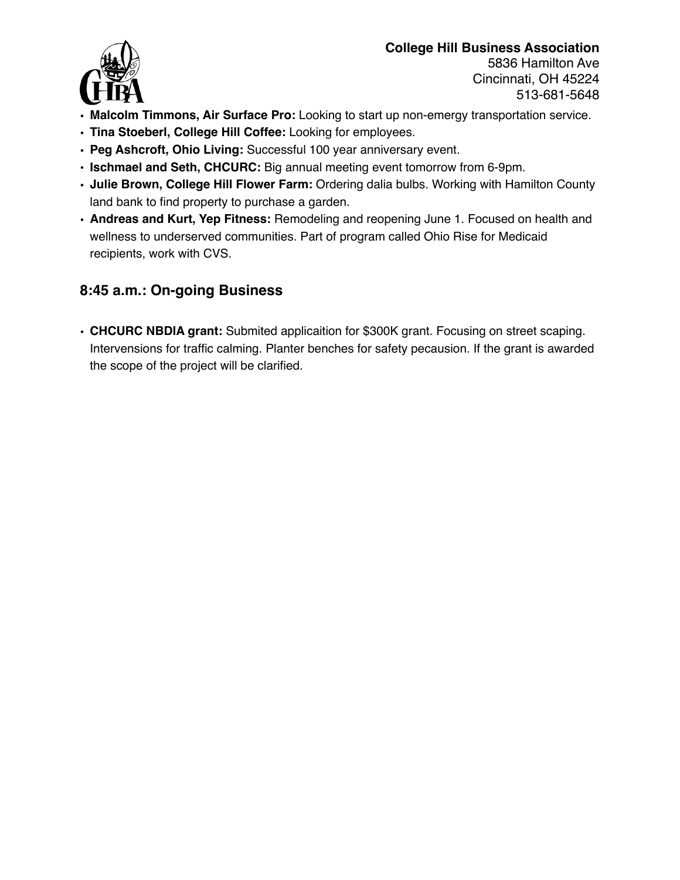- **Malcolm Timmons, Air Surface Pro:** Looking to start up non-emergy transportation service.
- **Tina Stoeberl, College Hill Coffee:** Looking for employees.
- **Peg Ashcroft, Ohio Living:** Successful 100 year anniversary event.
- **Ischmael and Seth, CHCURC:** Big annual meeting event tomorrow from 6-9pm.
- **Julie Brown, College Hill Flower Farm:** Ordering dalia bulbs. Working with Hamilton County land bank to find property to purchase a garden.
- **Andreas and Kurt, Yep Fitness:** Remodeling and reopening June 1. Focused on health and wellness to underserved communities. Part of program called Ohio Rise for Medicaid recipients, work with CVS.

## 8:45 a.m.: On-going Business

- **CHCURC NBDIA grant:** Submited applicaition for $300K grant. Focusing on street scaping. Intervensions for traffic calming. Planter benches for safety pecausion. If the grant is awarded the scope of the project will be clarified.